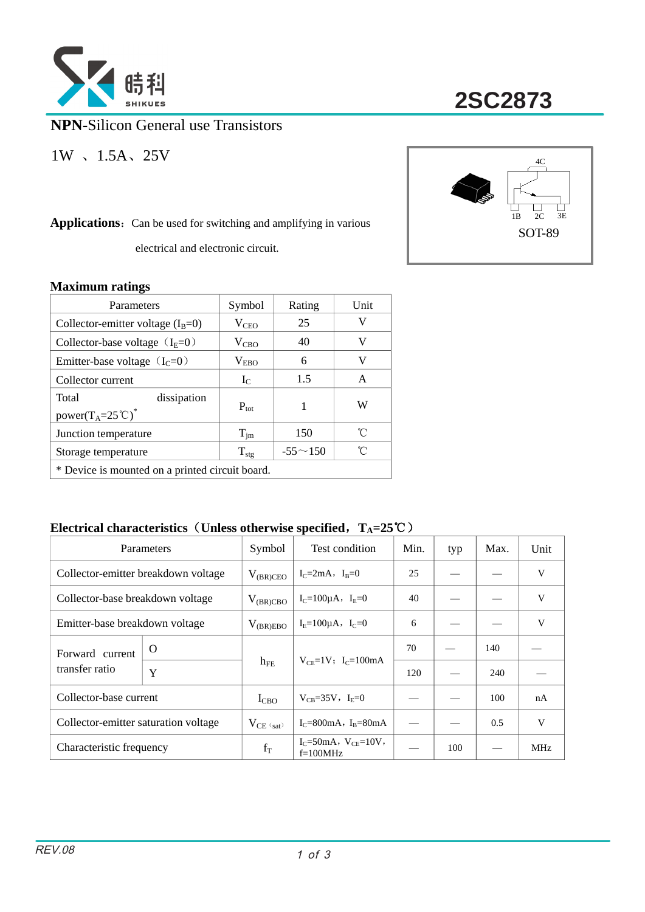晧科 SHIKUES

# 2SC2873

**NPN**-Silicon General use Transistors

1W 、1.5A、25V

4C

1B 2C 3E

SOT-89

**Applications**: Can be used for switching and amplifying in various electrical and electronic circuit.

## Maximum ratings

| Parameters | Symbol | Rating | Unit |
|---|---|---|---|
| Collector-emitter voltage ($I_B$=0) | $V_{CEO}$ | 25 | V |
| Collector-base voltage （$I_E$=0） | $V_{CBO}$ | 40 | V |
| Emitter-base voltage （$I_C$=0） | $V_{EBO}$ | 6 | V |
| Collector current | $I_C$ | 1.5 | A |
| Total dissipation power($T_A$=25℃)* | $P_{tot}$ | 1 | W |
| Junction temperature | $T_{jm}$ | 150 | ℃ |
| Storage temperature | $T_{stg}$ | -55～150 | ℃ |
| * Device is mounted on a printed circuit board. | | | |

## Electrical characteristics（Unless otherwise specified，$T_A$=25℃）

| Parameters | | Symbol | Test condition | Min. | typ | Max. | Unit |
|---|---|---|---|---|---|---|---|
| Collector-emitter breakdown voltage | | $V_{(BR)CEO}$ | $I_C$=2mA，$I_B$=0 | 25 | — | — | V |
| Collector-base breakdown voltage | | $V_{(BR)CBO}$ | $I_C$=100μA，$I_E$=0 | 40 | — | — | V |
| Emitter-base breakdown voltage | | $V_{(BR)EBO}$ | $I_E$=100μA，$I_C$=0 | 6 | — | — | V |
| Forward current transfer ratio | O | $h_{FE}$ | $V_{CE}$=1V；$I_C$=100mA | 70 | — | 140 | — |
| | Y | | | 120 | — | 240 | — |
| Collector-base current | | $I_{CBO}$ | $V_{CB}$=35V，$I_E$=0 | — | — | 100 | nA |
| Collector-emitter saturation voltage | | $V_{CE（sat）}$ | $I_C$=800mA，$I_B$=80mA | — | — | 0.5 | V |
| Characteristic frequency | | $f_T$ | $I_C$=50mA，$V_{CE}$=10V，f=100MHz | — | 100 | — | MHz |

REV.08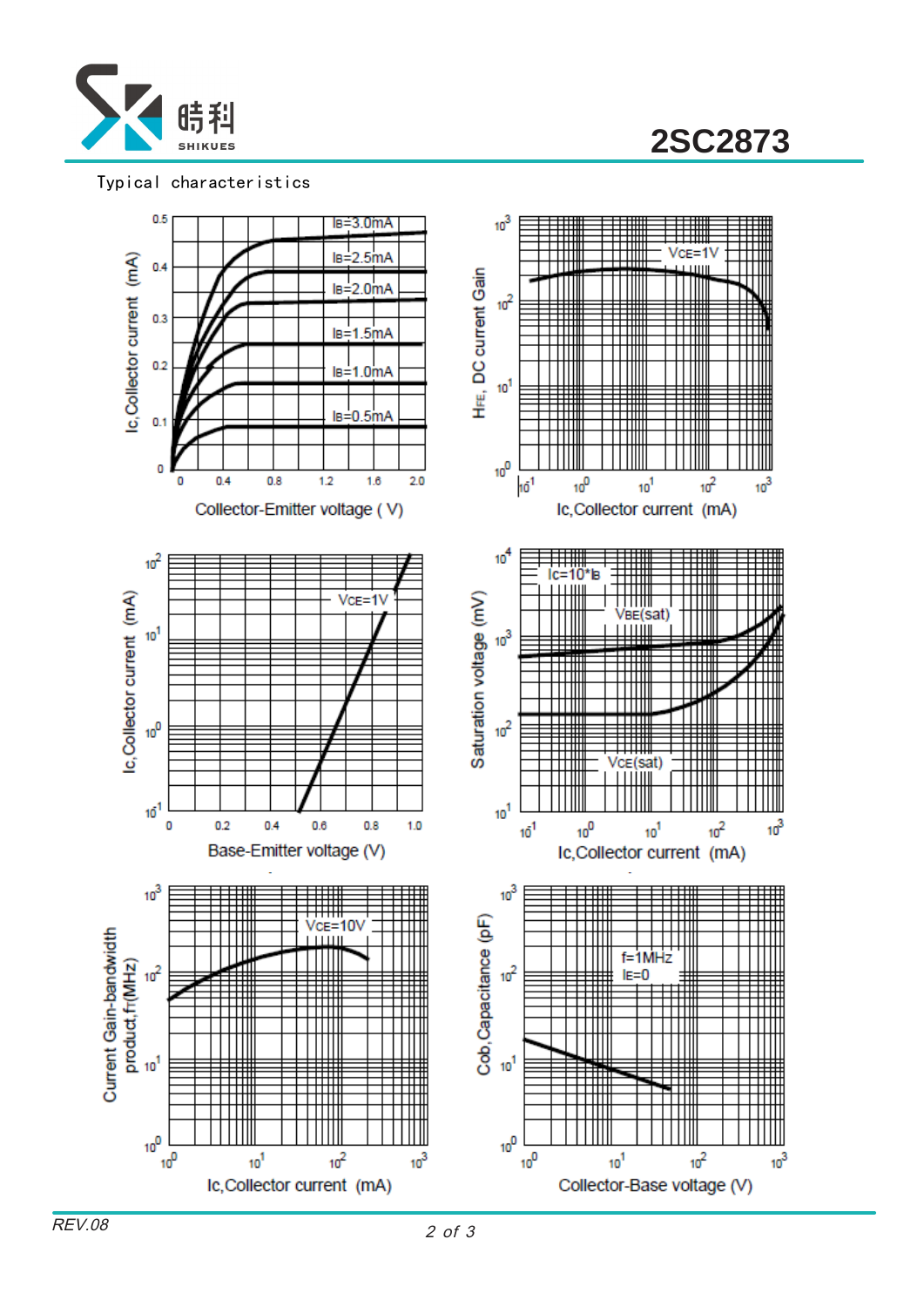Typical characteristics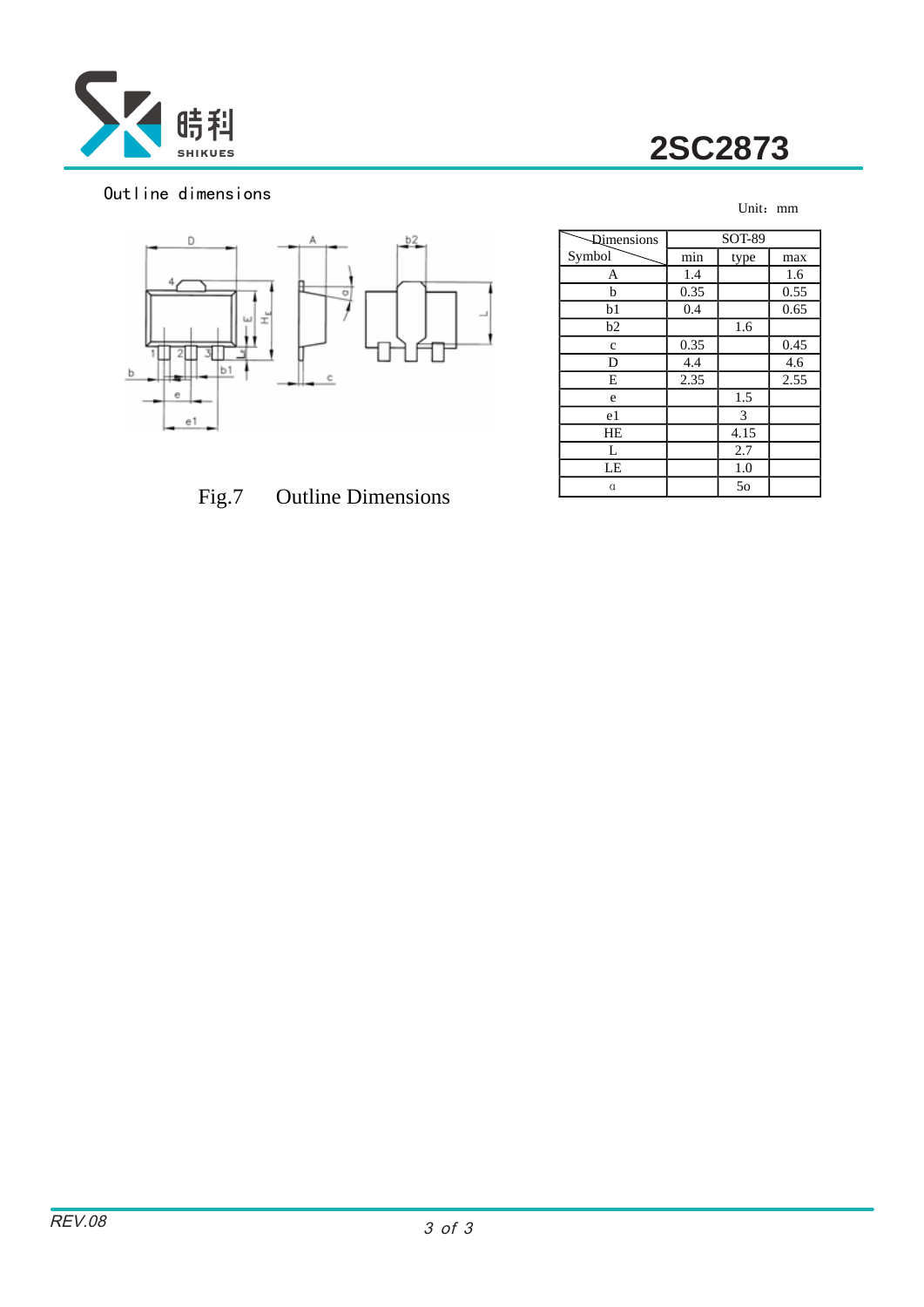Outline dimensions

Unit: mm

Fig.7 Outline Dimensions

| Dimensions / Symbol | SOT-89 | | |
|---|---|---|---|
| | min | type | max |
| A | 1.4 | | 1.6 |
| b | 0.35 | | 0.55 |
| b1 | 0.4 | | 0.65 |
| b2 | | 1.6 | |
| c | 0.35 | | 0.45 |
| D | 4.4 | | 4.6 |
| E | 2.35 | | 2.55 |
| e | | 1.5 | |
| e1 | | 3 | |
| HE | | 4.15 | |
| L | | 2.7 | |
| LE | | 1.0 | |
| α | | 5o | |